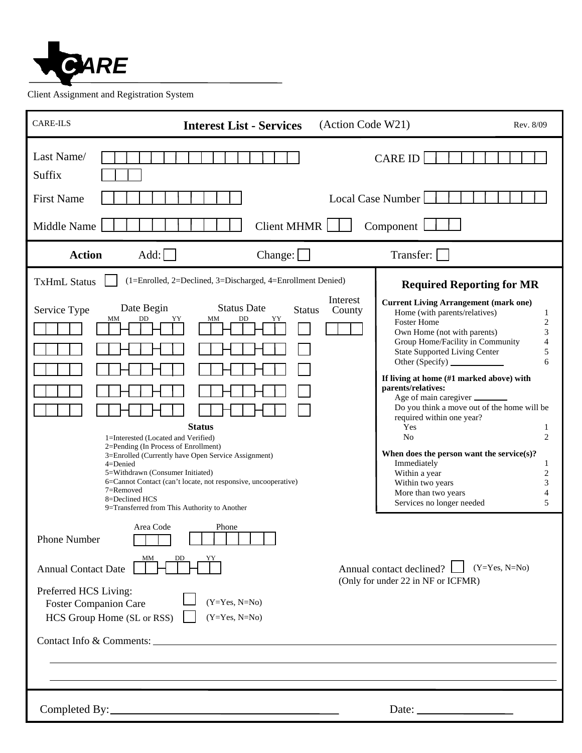# CARE

Client Assignment and Registration System

CARE-ILS

## Interest List - Services (Action Code W21)

Rev. 8/09

Last Name/ Suffix ☐☐☐☐☐☐☐☐☐☐☐☐☐☐☐☐

☐☐☐

CARE ID ☐☐☐☐☐☐☐☐☐☐

First Name ☐☐☐☐☐☐☐☐☐☐☐

Local Case Number ☐☐☐☐☐☐☐☐☐☐

Middle Name ☐☐☐☐☐☐☐☐☐☐☐

Client MHMR ☐☐

Component ☐☐☐

**Action** Add: ☐ Change: ☐ Transfer: ☐

TxHmL Status ☐ (1=Enrolled, 2=Declined, 3=Discharged, 4=Enrollment Denied)

| Service Type | Date Begin (MM-DD-YY) | Status Date (MM-DD-YY) | Status | Interest County |
|---|---|---|---|---|
| ☐☐☐☐ | ☐☐-☐☐-☐☐ | ☐☐-☐☐-☐☐ | ☐ | ☐☐☐ |
| ☐☐☐☐ | ☐☐-☐☐-☐☐ | ☐☐-☐☐-☐☐ | ☐ | |
| ☐☐☐☐ | ☐☐-☐☐-☐☐ | ☐☐-☐☐-☐☐ | ☐ | |
| ☐☐☐☐ | ☐☐-☐☐-☐☐ | ☐☐-☐☐-☐☐ | ☐ | |
| ☐☐☐☐ | ☐☐-☐☐-☐☐ | ☐☐-☐☐-☐☐ | ☐ | |

**Status**

1=Interested (Located and Verified)
2=Pending (In Process of Enrollment)
3=Enrolled (Currently have Open Service Assignment)
4=Denied
5=Withdrawn (Consumer Initiated)
6=Cannot Contact (can't locate, not responsive, uncooperative)
7=Removed
8=Declined HCS
9=Transferred from This Authority to Another

### Required Reporting for MR

**Current Living Arrangement (mark one)**

| | |
|---|---|
| Home (with parents/relatives) | 1 |
| Foster Home | 2 |
| Own Home (not with parents) | 3 |
| Group Home/Facility in Community | 4 |
| State Supported Living Center | 5 |
| Other (Specify) ____________ | 6 |

**If living at home (#1 marked above) with parents/relatives:**

Age of main caregiver _______

Do you think a move out of the home will be required within one year?

| | |
|---|---|
| Yes | 1 |
| No | 2 |

**When does the person want the service(s)?**

| | |
|---|---|
| Immediately | 1 |
| Within a year | 2 |
| Within two years | 3 |
| More than two years | 4 |
| Services no longer needed | 5 |

Phone Number Area Code ☐☐☐ Phone ☐☐☐☐☐☐☐

Annual Contact Date ☐☐-☐☐-☐☐ (MM DD YY)

Annual contact declined? ☐ (Y=Yes, N=No)
(Only for under 22 in NF or ICFMR)

Preferred HCS Living:

Foster Companion Care ☐ (Y=Yes, N=No)

HCS Group Home (SL or RSS) ☐ (Y=Yes, N=No)

Contact Info & Comments: ____________________________________________

____________________________________________

____________________________________________

Completed By: ______________________________ Date: ______________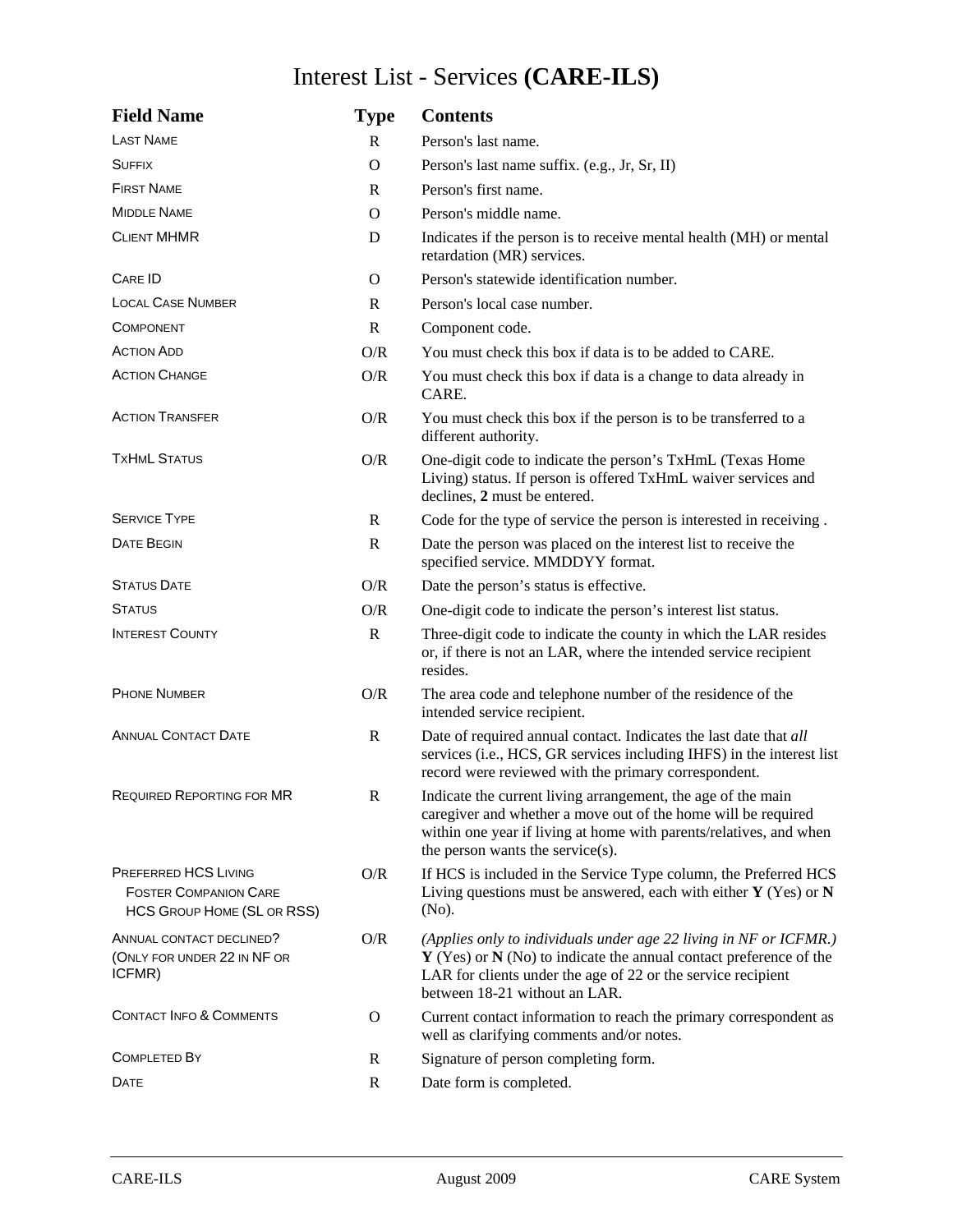# Interest List - Services **(CARE-ILS)**

| **Field Name** | **Type** | **Contents** |
|---|---|---|
| LAST NAME | R | Person's last name. |
| SUFFIX | O | Person's last name suffix. (e.g., Jr, Sr, II) |
| FIRST NAME | R | Person's first name. |
| MIDDLE NAME | O | Person's middle name. |
| CLIENT MHMR | D | Indicates if the person is to receive mental health (MH) or mental retardation (MR) services. |
| CARE ID | O | Person's statewide identification number. |
| LOCAL CASE NUMBER | R | Person's local case number. |
| COMPONENT | R | Component code. |
| ACTION ADD | O/R | You must check this box if data is to be added to CARE. |
| ACTION CHANGE | O/R | You must check this box if data is a change to data already in CARE. |
| ACTION TRANSFER | O/R | You must check this box if the person is to be transferred to a different authority. |
| TXHML STATUS | O/R | One-digit code to indicate the person's TxHmL (Texas Home Living) status. If person is offered TxHmL waiver services and declines, **2** must be entered. |
| SERVICE TYPE | R | Code for the type of service the person is interested in receiving . |
| DATE BEGIN | R | Date the person was placed on the interest list to receive the specified service. MMDDYY format. |
| STATUS DATE | O/R | Date the person's status is effective. |
| STATUS | O/R | One-digit code to indicate the person's interest list status. |
| INTEREST COUNTY | R | Three-digit code to indicate the county in which the LAR resides or, if there is not an LAR, where the intended service recipient resides. |
| PHONE NUMBER | O/R | The area code and telephone number of the residence of the intended service recipient. |
| ANNUAL CONTACT DATE | R | Date of required annual contact. Indicates the last date that *all* services (i.e., HCS, GR services including IHFS) in the interest list record were reviewed with the primary correspondent. |
| REQUIRED REPORTING FOR MR | R | Indicate the current living arrangement, the age of the main caregiver and whether a move out of the home will be required within one year if living at home with parents/relatives, and when the person wants the service(s). |
| PREFERRED HCS LIVING<br>FOSTER COMPANION CARE<br>HCS GROUP HOME (SL OR RSS) | O/R | If HCS is included in the Service Type column, the Preferred HCS Living questions must be answered, each with either **Y** (Yes) or **N** (No). |
| ANNUAL CONTACT DECLINED? (ONLY FOR UNDER 22 IN NF OR ICFMR) | O/R | *(Applies only to individuals under age 22 living in NF or ICFMR.)* **Y** (Yes) or **N** (No) to indicate the annual contact preference of the LAR for clients under the age of 22 or the service recipient between 18-21 without an LAR. |
| CONTACT INFO & COMMENTS | O | Current contact information to reach the primary correspondent as well as clarifying comments and/or notes. |
| COMPLETED BY | R | Signature of person completing form. |
| DATE | R | Date form is completed. |